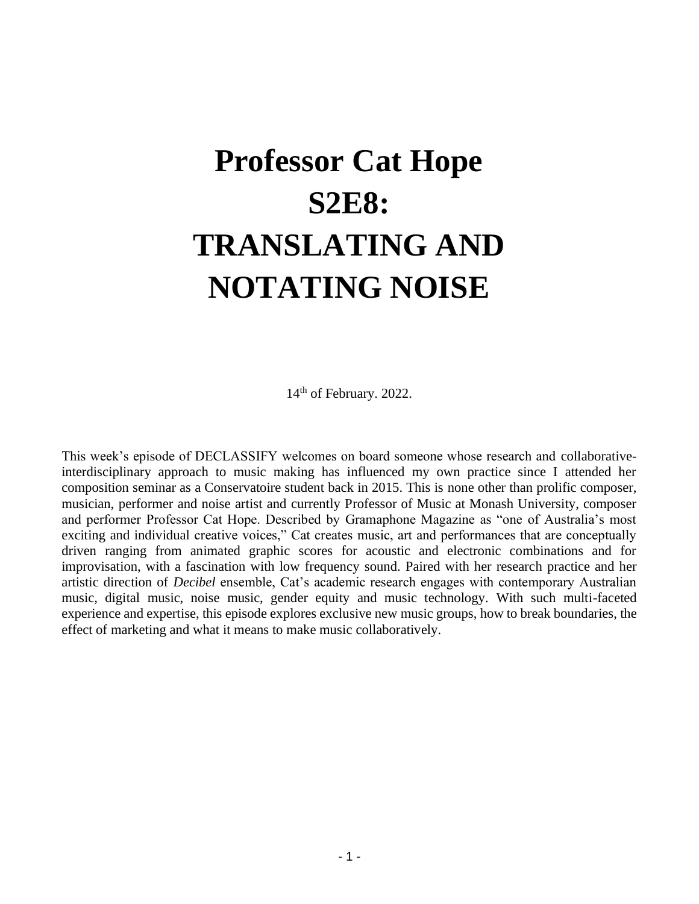# Professor Cat Hope
# S2E8:
# TRANSLATING AND NOTATING NOISE

14th of February. 2022.

This week's episode of DECLASSIFY welcomes on board someone whose research and collaborative-interdisciplinary approach to music making has influenced my own practice since I attended her composition seminar as a Conservatoire student back in 2015. This is none other than prolific composer, musician, performer and noise artist and currently Professor of Music at Monash University, composer and performer Professor Cat Hope. Described by Gramaphone Magazine as "one of Australia's most exciting and individual creative voices," Cat creates music, art and performances that are conceptually driven ranging from animated graphic scores for acoustic and electronic combinations and for improvisation, with a fascination with low frequency sound. Paired with her research practice and her artistic direction of *Decibel* ensemble, Cat's academic research engages with contemporary Australian music, digital music, noise music, gender equity and music technology. With such multi-faceted experience and expertise, this episode explores exclusive new music groups, how to break boundaries, the effect of marketing and what it means to make music collaboratively.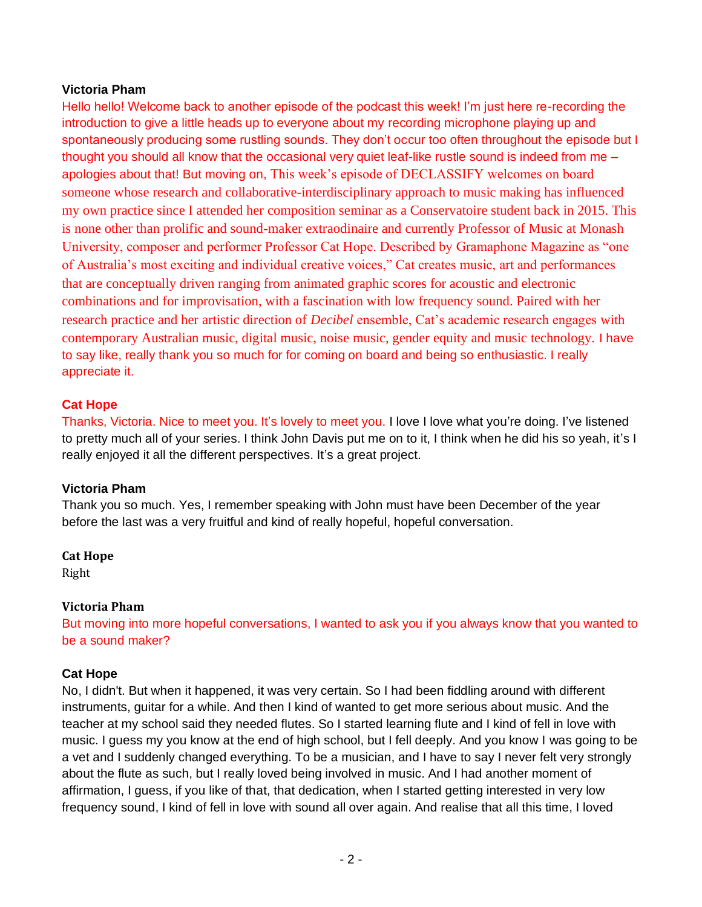**Victoria Pham**

Hello hello! Welcome back to another episode of the podcast this week! I'm just here re-recording the introduction to give a little heads up to everyone about my recording microphone playing up and spontaneously producing some rustling sounds. They don't occur too often throughout the episode but I thought you should all know that the occasional very quiet leaf-like rustle sound is indeed from me – apologies about that! But moving on, This week's episode of DECLASSIFY welcomes on board someone whose research and collaborative-interdisciplinary approach to music making has influenced my own practice since I attended her composition seminar as a Conservatoire student back in 2015. This is none other than prolific and sound-maker extraodinaire and currently Professor of Music at Monash University, composer and performer Professor Cat Hope. Described by Gramaphone Magazine as "one of Australia's most exciting and individual creative voices," Cat creates music, art and performances that are conceptually driven ranging from animated graphic scores for acoustic and electronic combinations and for improvisation, with a fascination with low frequency sound. Paired with her research practice and her artistic direction of *Decibel* ensemble, Cat's academic research engages with contemporary Australian music, digital music, noise music, gender equity and music technology. I have to say like, really thank you so much for for coming on board and being so enthusiastic. I really appreciate it.

**Cat Hope**

Thanks, Victoria. Nice to meet you. It's lovely to meet you. I love I love what you're doing. I've listened to pretty much all of your series. I think John Davis put me on to it, I think when he did his so yeah, it's I really enjoyed it all the different perspectives. It's a great project.

**Victoria Pham**

Thank you so much. Yes, I remember speaking with John must have been December of the year before the last was a very fruitful and kind of really hopeful, hopeful conversation.

**Cat Hope**

Right

**Victoria Pham**

But moving into more hopeful conversations, I wanted to ask you if you always know that you wanted to be a sound maker?

**Cat Hope**

No, I didn't. But when it happened, it was very certain. So I had been fiddling around with different instruments, guitar for a while. And then I kind of wanted to get more serious about music. And the teacher at my school said they needed flutes. So I started learning flute and I kind of fell in love with music. I guess my you know at the end of high school, but I fell deeply. And you know I was going to be a vet and I suddenly changed everything. To be a musician, and I have to say I never felt very strongly about the flute as such, but I really loved being involved in music. And I had another moment of affirmation, I guess, if you like of that, that dedication, when I started getting interested in very low frequency sound, I kind of fell in love with sound all over again. And realise that all this time, I loved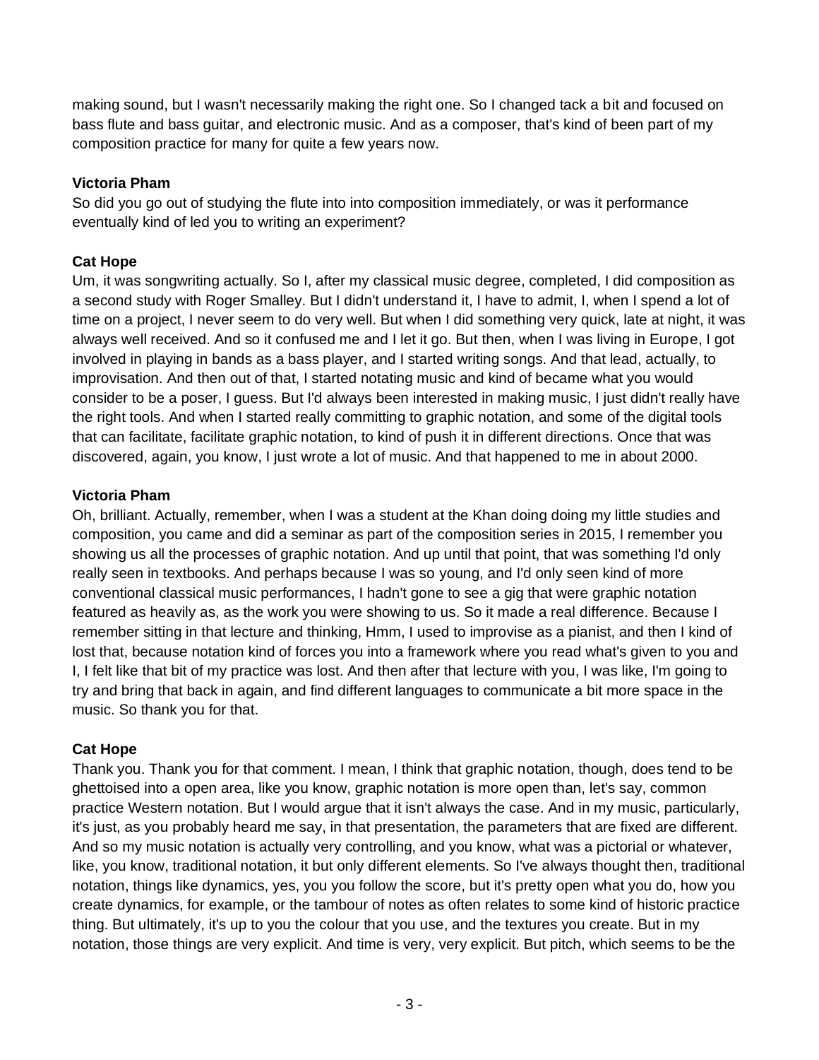making sound, but I wasn't necessarily making the right one. So I changed tack a bit and focused on bass flute and bass guitar, and electronic music. And as a composer, that's kind of been part of my composition practice for many for quite a few years now.

**Victoria Pham**
So did you go out of studying the flute into into composition immediately, or was it performance eventually kind of led you to writing an experiment?

**Cat Hope**
Um, it was songwriting actually. So I, after my classical music degree, completed, I did composition as a second study with Roger Smalley. But I didn't understand it, I have to admit, I, when I spend a lot of time on a project, I never seem to do very well. But when I did something very quick, late at night, it was always well received. And so it confused me and I let it go. But then, when I was living in Europe, I got involved in playing in bands as a bass player, and I started writing songs. And that lead, actually, to improvisation. And then out of that, I started notating music and kind of became what you would consider to be a poser, I guess. But I'd always been interested in making music, I just didn't really have the right tools. And when I started really committing to graphic notation, and some of the digital tools that can facilitate, facilitate graphic notation, to kind of push it in different directions. Once that was discovered, again, you know, I just wrote a lot of music. And that happened to me in about 2000.

**Victoria Pham**
Oh, brilliant. Actually, remember, when I was a student at the Khan doing doing my little studies and composition, you came and did a seminar as part of the composition series in 2015, I remember you showing us all the processes of graphic notation. And up until that point, that was something I'd only really seen in textbooks. And perhaps because I was so young, and I'd only seen kind of more conventional classical music performances, I hadn't gone to see a gig that were graphic notation featured as heavily as, as the work you were showing to us. So it made a real difference. Because I remember sitting in that lecture and thinking, Hmm, I used to improvise as a pianist, and then I kind of lost that, because notation kind of forces you into a framework where you read what's given to you and I, I felt like that bit of my practice was lost. And then after that lecture with you, I was like, I'm going to try and bring that back in again, and find different languages to communicate a bit more space in the music. So thank you for that.

**Cat Hope**
Thank you. Thank you for that comment. I mean, I think that graphic notation, though, does tend to be ghettoised into a open area, like you know, graphic notation is more open than, let's say, common practice Western notation. But I would argue that it isn't always the case. And in my music, particularly, it's just, as you probably heard me say, in that presentation, the parameters that are fixed are different. And so my music notation is actually very controlling, and you know, what was a pictorial or whatever, like, you know, traditional notation, it but only different elements. So I've always thought then, traditional notation, things like dynamics, yes, you you follow the score, but it's pretty open what you do, how you create dynamics, for example, or the tambour of notes as often relates to some kind of historic practice thing. But ultimately, it's up to you the colour that you use, and the textures you create. But in my notation, those things are very explicit. And time is very, very explicit. But pitch, which seems to be the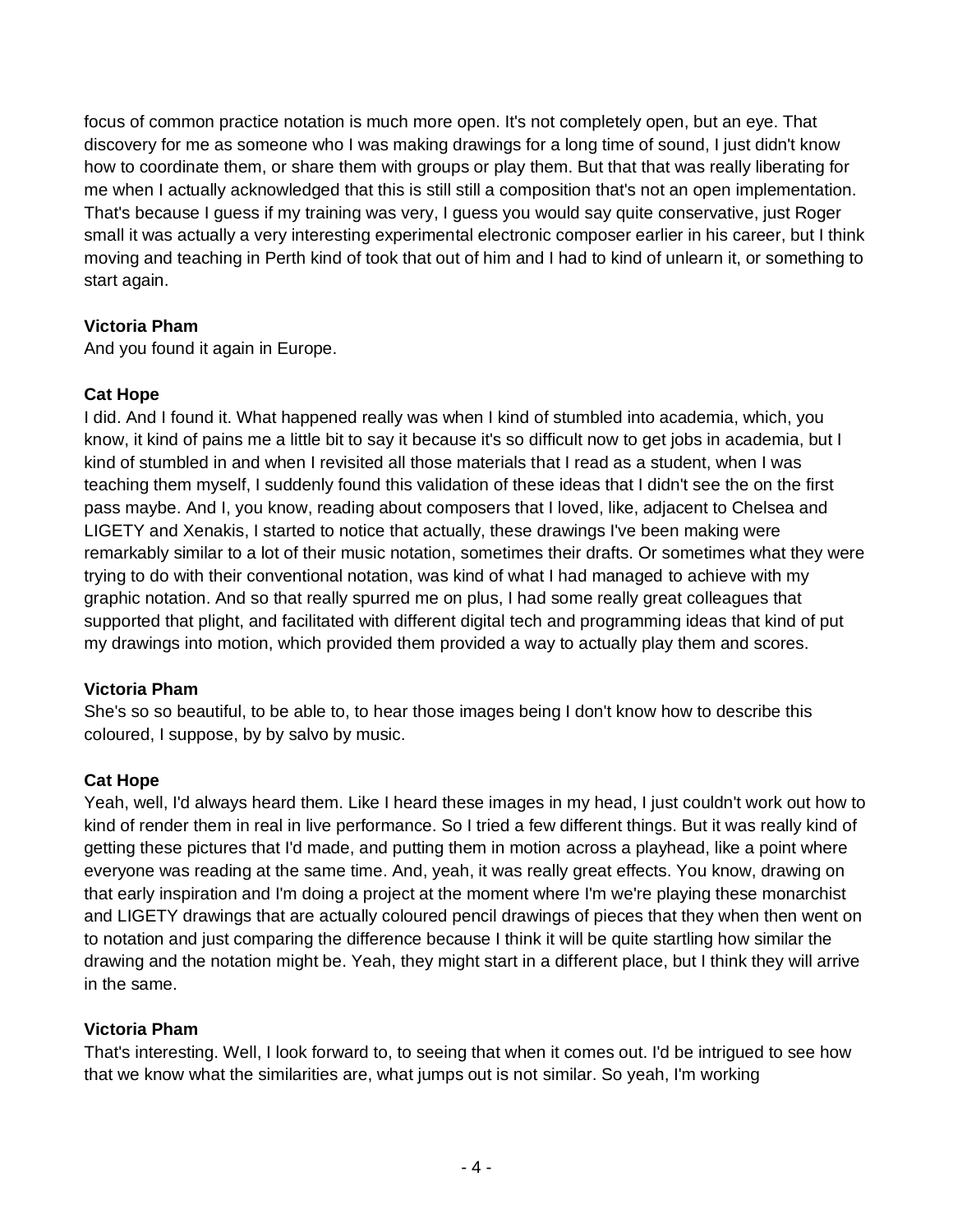focus of common practice notation is much more open. It's not completely open, but an eye. That discovery for me as someone who I was making drawings for a long time of sound, I just didn't know how to coordinate them, or share them with groups or play them. But that that was really liberating for me when I actually acknowledged that this is still still a composition that's not an open implementation. That's because I guess if my training was very, I guess you would say quite conservative, just Roger small it was actually a very interesting experimental electronic composer earlier in his career, but I think moving and teaching in Perth kind of took that out of him and I had to kind of unlearn it, or something to start again.

**Victoria Pham**
And you found it again in Europe.

**Cat Hope**
I did. And I found it. What happened really was when I kind of stumbled into academia, which, you know, it kind of pains me a little bit to say it because it's so difficult now to get jobs in academia, but I kind of stumbled in and when I revisited all those materials that I read as a student, when I was teaching them myself, I suddenly found this validation of these ideas that I didn't see the on the first pass maybe. And I, you know, reading about composers that I loved, like, adjacent to Chelsea and LIGETY and Xenakis, I started to notice that actually, these drawings I've been making were remarkably similar to a lot of their music notation, sometimes their drafts. Or sometimes what they were trying to do with their conventional notation, was kind of what I had managed to achieve with my graphic notation. And so that really spurred me on plus, I had some really great colleagues that supported that plight, and facilitated with different digital tech and programming ideas that kind of put my drawings into motion, which provided them provided a way to actually play them and scores.

**Victoria Pham**
She's so so beautiful, to be able to, to hear those images being I don't know how to describe this coloured, I suppose, by by salvo by music.

**Cat Hope**
Yeah, well, I'd always heard them. Like I heard these images in my head, I just couldn't work out how to kind of render them in real in live performance. So I tried a few different things. But it was really kind of getting these pictures that I'd made, and putting them in motion across a playhead, like a point where everyone was reading at the same time. And, yeah, it was really great effects. You know, drawing on that early inspiration and I'm doing a project at the moment where I'm we're playing these monarchist and LIGETY drawings that are actually coloured pencil drawings of pieces that they when then went on to notation and just comparing the difference because I think it will be quite startling how similar the drawing and the notation might be. Yeah, they might start in a different place, but I think they will arrive in the same.

**Victoria Pham**
That's interesting. Well, I look forward to, to seeing that when it comes out. I'd be intrigued to see how that we know what the similarities are, what jumps out is not similar. So yeah, I'm working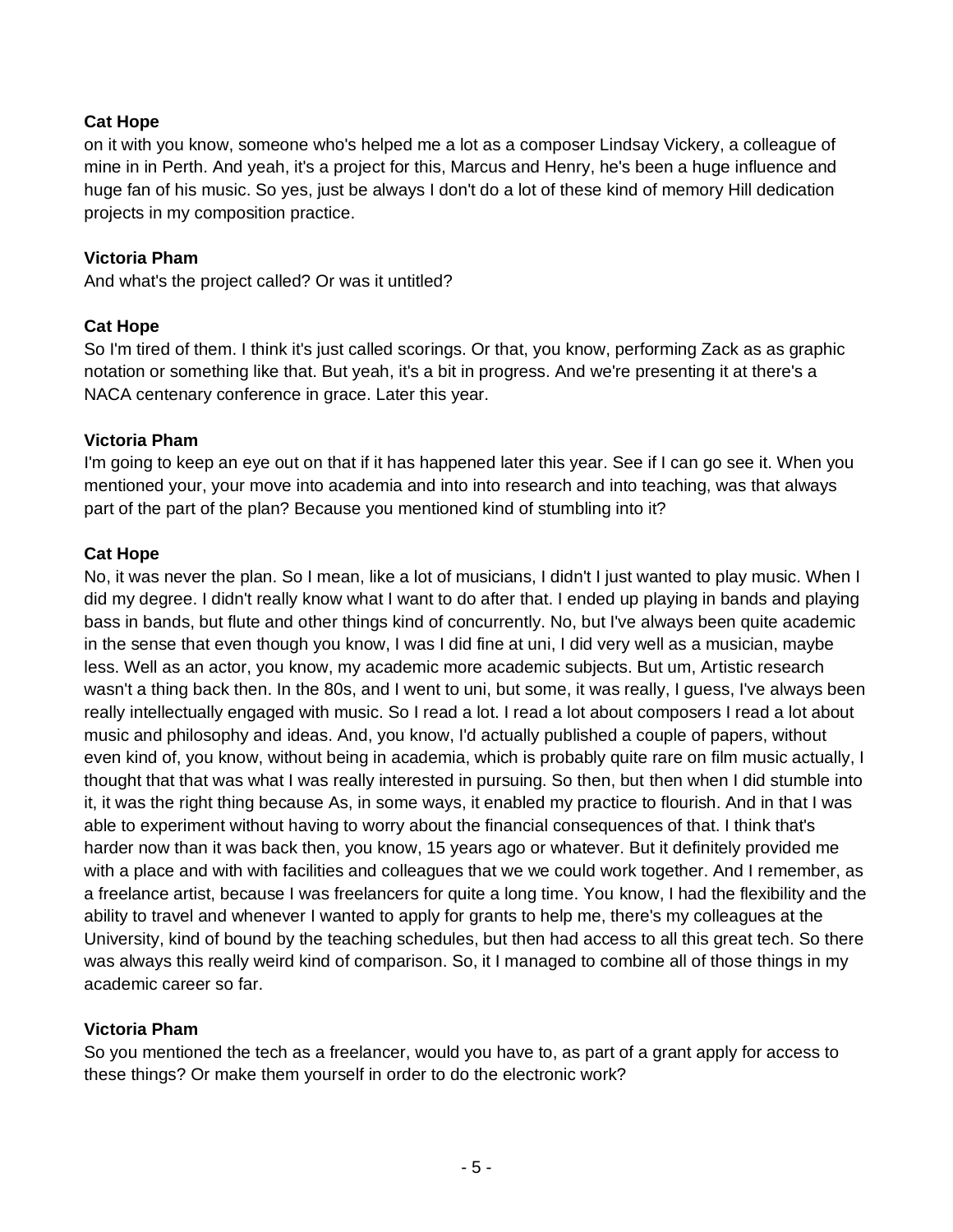**Cat Hope**
on it with you know, someone who's helped me a lot as a composer Lindsay Vickery, a colleague of mine in in Perth. And yeah, it's a project for this, Marcus and Henry, he's been a huge influence and huge fan of his music. So yes, just be always I don't do a lot of these kind of memory Hill dedication projects in my composition practice.

**Victoria Pham**
And what's the project called? Or was it untitled?

**Cat Hope**
So I'm tired of them. I think it's just called scorings. Or that, you know, performing Zack as as graphic notation or something like that. But yeah, it's a bit in progress. And we're presenting it at there's a NACA centenary conference in grace. Later this year.

**Victoria Pham**
I'm going to keep an eye out on that if it has happened later this year. See if I can go see it. When you mentioned your, your move into academia and into into research and into teaching, was that always part of the part of the plan? Because you mentioned kind of stumbling into it?

**Cat Hope**
No, it was never the plan. So I mean, like a lot of musicians, I didn't I just wanted to play music. When I did my degree. I didn't really know what I want to do after that. I ended up playing in bands and playing bass in bands, but flute and other things kind of concurrently. No, but I've always been quite academic in the sense that even though you know, I was I did fine at uni, I did very well as a musician, maybe less. Well as an actor, you know, my academic more academic subjects. But um, Artistic research wasn't a thing back then. In the 80s, and I went to uni, but some, it was really, I guess, I've always been really intellectually engaged with music. So I read a lot. I read a lot about composers I read a lot about music and philosophy and ideas. And, you know, I'd actually published a couple of papers, without even kind of, you know, without being in academia, which is probably quite rare on film music actually, I thought that that was what I was really interested in pursuing. So then, but then when I did stumble into it, it was the right thing because As, in some ways, it enabled my practice to flourish. And in that I was able to experiment without having to worry about the financial consequences of that. I think that's harder now than it was back then, you know, 15 years ago or whatever. But it definitely provided me with a place and with with facilities and colleagues that we we could work together. And I remember, as a freelance artist, because I was freelancers for quite a long time. You know, I had the flexibility and the ability to travel and whenever I wanted to apply for grants to help me, there's my colleagues at the University, kind of bound by the teaching schedules, but then had access to all this great tech. So there was always this really weird kind of comparison. So, it I managed to combine all of those things in my academic career so far.

**Victoria Pham**
So you mentioned the tech as a freelancer, would you have to, as part of a grant apply for access to these things? Or make them yourself in order to do the electronic work?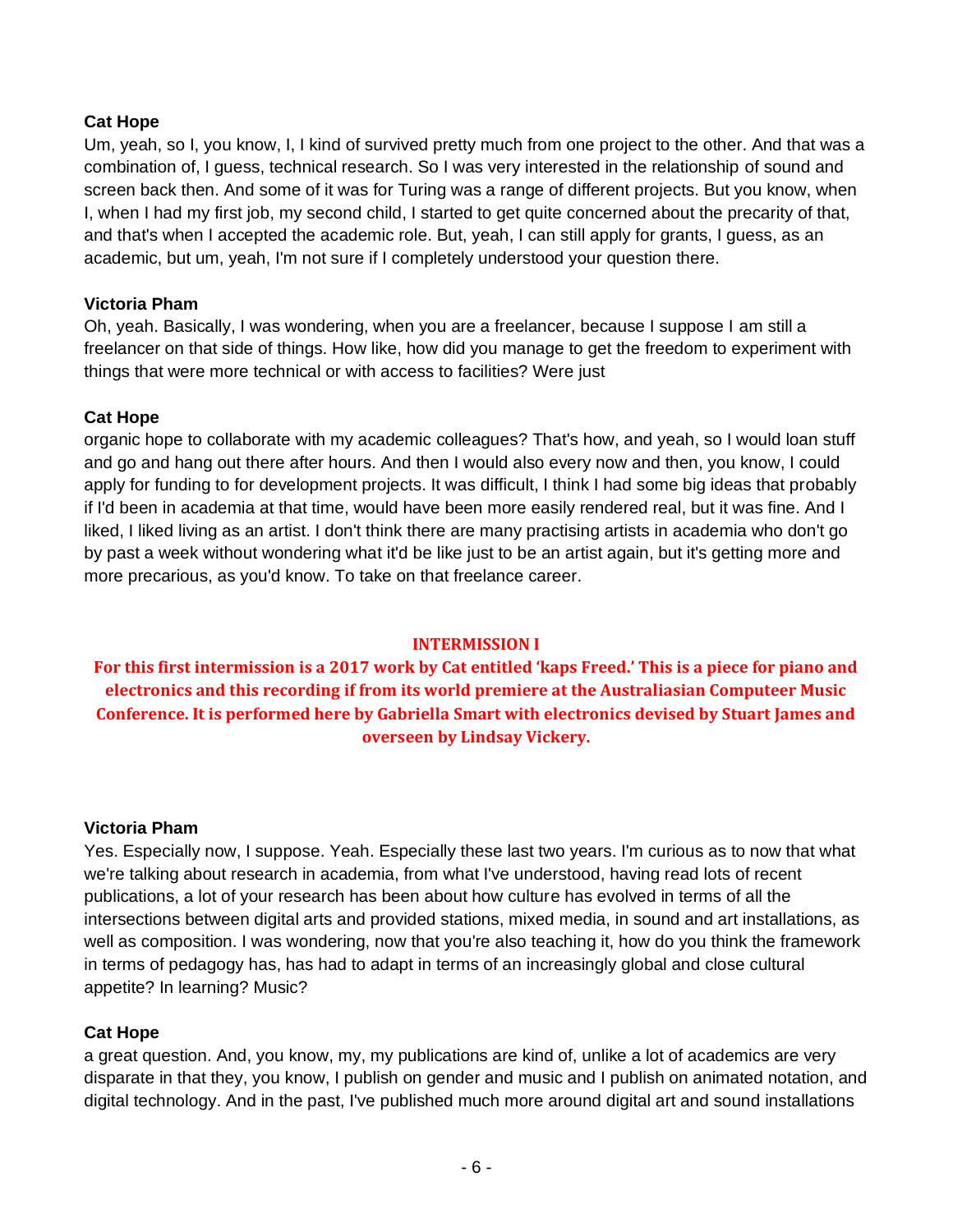**Cat Hope**

Um, yeah, so I, you know, I, I kind of survived pretty much from one project to the other. And that was a combination of, I guess, technical research. So I was very interested in the relationship of sound and screen back then. And some of it was for Turing was a range of different projects. But you know, when I, when I had my first job, my second child, I started to get quite concerned about the precarity of that, and that's when I accepted the academic role. But, yeah, I can still apply for grants, I guess, as an academic, but um, yeah, I'm not sure if I completely understood your question there.

**Victoria Pham**

Oh, yeah. Basically, I was wondering, when you are a freelancer, because I suppose I am still a freelancer on that side of things. How like, how did you manage to get the freedom to experiment with things that were more technical or with access to facilities? Were just

**Cat Hope**

organic hope to collaborate with my academic colleagues? That's how, and yeah, so I would loan stuff and go and hang out there after hours. And then I would also every now and then, you know, I could apply for funding to for development projects. It was difficult, I think I had some big ideas that probably if I'd been in academia at that time, would have been more easily rendered real, but it was fine. And I liked, I liked living as an artist. I don't think there are many practising artists in academia who don't go by past a week without wondering what it'd be like just to be an artist again, but it's getting more and more precarious, as you'd know. To take on that freelance career.

**INTERMISSION I**

**For this first intermission is a 2017 work by Cat entitled 'kaps Freed.' This is a piece for piano and electronics and this recording if from its world premiere at the Australiasian Computeer Music Conference. It is performed here by Gabriella Smart with electronics devised by Stuart James and overseen by Lindsay Vickery.**

**Victoria Pham**

Yes. Especially now, I suppose. Yeah. Especially these last two years. I'm curious as to now that what we're talking about research in academia, from what I've understood, having read lots of recent publications, a lot of your research has been about how culture has evolved in terms of all the intersections between digital arts and provided stations, mixed media, in sound and art installations, as well as composition. I was wondering, now that you're also teaching it, how do you think the framework in terms of pedagogy has, has had to adapt in terms of an increasingly global and close cultural appetite? In learning? Music?

**Cat Hope**

a great question. And, you know, my, my publications are kind of, unlike a lot of academics are very disparate in that they, you know, I publish on gender and music and I publish on animated notation, and digital technology. And in the past, I've published much more around digital art and sound installations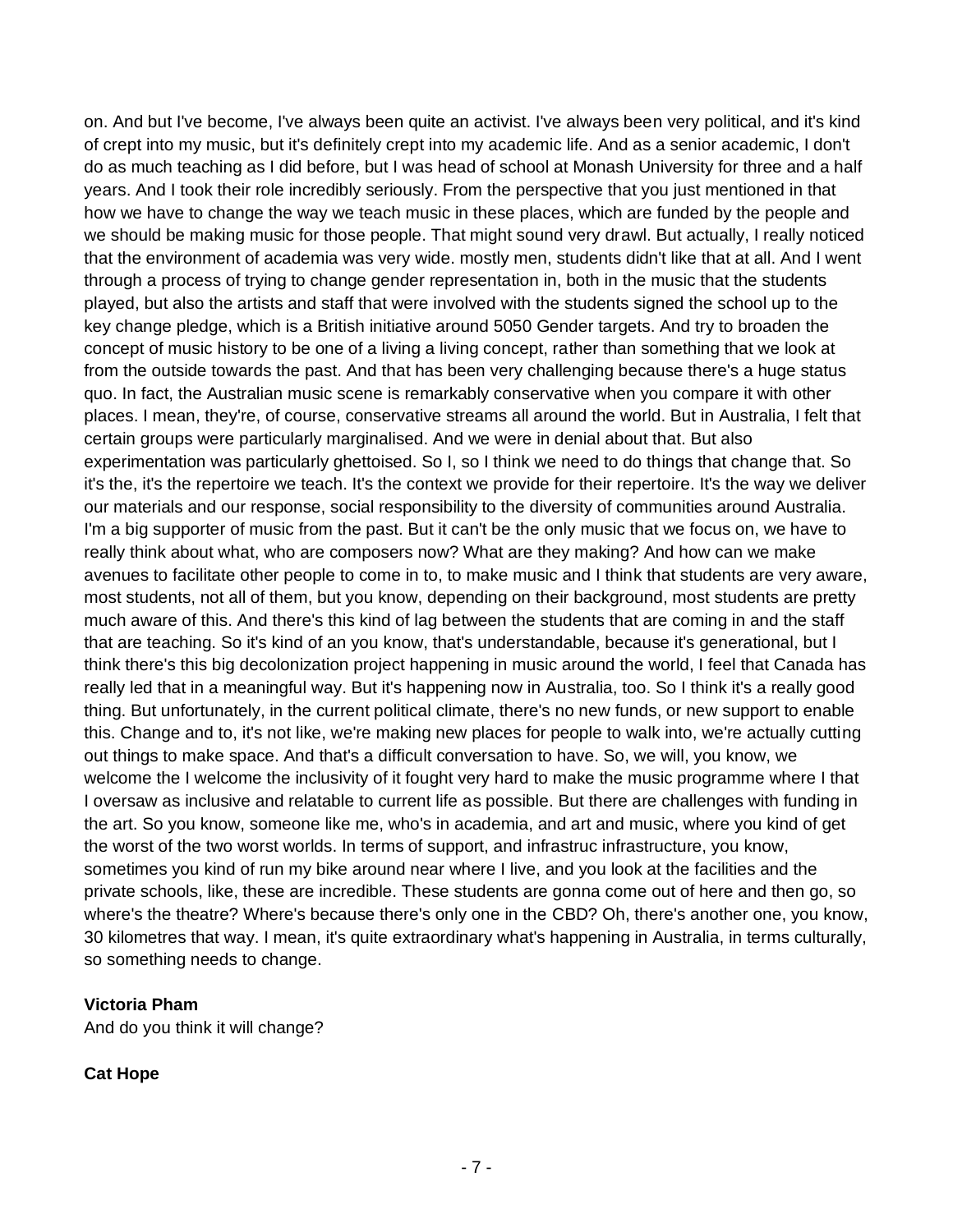on. And but I've become, I've always been quite an activist. I've always been very political, and it's kind of crept into my music, but it's definitely crept into my academic life. And as a senior academic, I don't do as much teaching as I did before, but I was head of school at Monash University for three and a half years. And I took their role incredibly seriously. From the perspective that you just mentioned in that how we have to change the way we teach music in these places, which are funded by the people and we should be making music for those people. That might sound very drawl. But actually, I really noticed that the environment of academia was very wide. mostly men, students didn't like that at all. And I went through a process of trying to change gender representation in, both in the music that the students played, but also the artists and staff that were involved with the students signed the school up to the key change pledge, which is a British initiative around 5050 Gender targets. And try to broaden the concept of music history to be one of a living a living concept, rather than something that we look at from the outside towards the past. And that has been very challenging because there's a huge status quo. In fact, the Australian music scene is remarkably conservative when you compare it with other places. I mean, they're, of course, conservative streams all around the world. But in Australia, I felt that certain groups were particularly marginalised. And we were in denial about that. But also experimentation was particularly ghettoised. So I, so I think we need to do things that change that. So it's the, it's the repertoire we teach. It's the context we provide for their repertoire. It's the way we deliver our materials and our response, social responsibility to the diversity of communities around Australia. I'm a big supporter of music from the past. But it can't be the only music that we focus on, we have to really think about what, who are composers now? What are they making? And how can we make avenues to facilitate other people to come in to, to make music and I think that students are very aware, most students, not all of them, but you know, depending on their background, most students are pretty much aware of this. And there's this kind of lag between the students that are coming in and the staff that are teaching. So it's kind of an you know, that's understandable, because it's generational, but I think there's this big decolonization project happening in music around the world, I feel that Canada has really led that in a meaningful way. But it's happening now in Australia, too. So I think it's a really good thing. But unfortunately, in the current political climate, there's no new funds, or new support to enable this. Change and to, it's not like, we're making new places for people to walk into, we're actually cutting out things to make space. And that's a difficult conversation to have. So, we will, you know, we welcome the I welcome the inclusivity of it fought very hard to make the music programme where I that I oversaw as inclusive and relatable to current life as possible. But there are challenges with funding in the art. So you know, someone like me, who's in academia, and art and music, where you kind of get the worst of the two worst worlds. In terms of support, and infrastruc infrastructure, you know, sometimes you kind of run my bike around near where I live, and you look at the facilities and the private schools, like, these are incredible. These students are gonna come out of here and then go, so where's the theatre? Where's because there's only one in the CBD? Oh, there's another one, you know, 30 kilometres that way. I mean, it's quite extraordinary what's happening in Australia, in terms culturally, so something needs to change.

**Victoria Pham**
And do you think it will change?

**Cat Hope**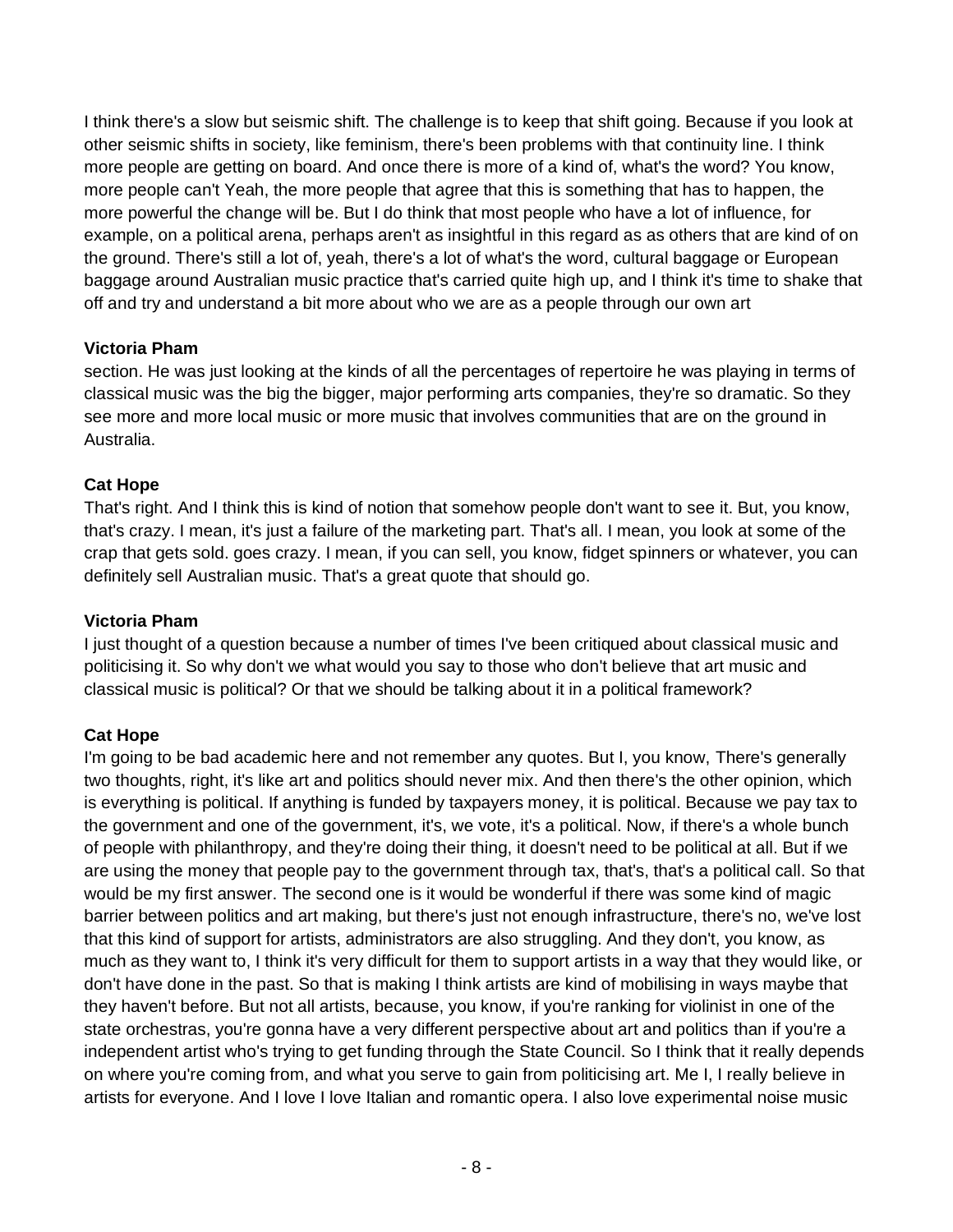I think there's a slow but seismic shift. The challenge is to keep that shift going. Because if you look at other seismic shifts in society, like feminism, there's been problems with that continuity line. I think more people are getting on board. And once there is more of a kind of, what's the word? You know, more people can't Yeah, the more people that agree that this is something that has to happen, the more powerful the change will be. But I do think that most people who have a lot of influence, for example, on a political arena, perhaps aren't as insightful in this regard as as others that are kind of on the ground. There's still a lot of, yeah, there's a lot of what's the word, cultural baggage or European baggage around Australian music practice that's carried quite high up, and I think it's time to shake that off and try and understand a bit more about who we are as a people through our own art

**Victoria Pham**
section. He was just looking at the kinds of all the percentages of repertoire he was playing in terms of classical music was the big the bigger, major performing arts companies, they're so dramatic. So they see more and more local music or more music that involves communities that are on the ground in Australia.

**Cat Hope**
That's right. And I think this is kind of notion that somehow people don't want to see it. But, you know, that's crazy. I mean, it's just a failure of the marketing part. That's all. I mean, you look at some of the crap that gets sold. goes crazy. I mean, if you can sell, you know, fidget spinners or whatever, you can definitely sell Australian music. That's a great quote that should go.

**Victoria Pham**
I just thought of a question because a number of times I've been critiqued about classical music and politicising it. So why don't we what would you say to those who don't believe that art music and classical music is political? Or that we should be talking about it in a political framework?

**Cat Hope**
I'm going to be bad academic here and not remember any quotes. But I, you know, There's generally two thoughts, right, it's like art and politics should never mix. And then there's the other opinion, which is everything is political. If anything is funded by taxpayers money, it is political. Because we pay tax to the government and one of the government, it's, we vote, it's a political. Now, if there's a whole bunch of people with philanthropy, and they're doing their thing, it doesn't need to be political at all. But if we are using the money that people pay to the government through tax, that's, that's a political call. So that would be my first answer. The second one is it would be wonderful if there was some kind of magic barrier between politics and art making, but there's just not enough infrastructure, there's no, we've lost that this kind of support for artists, administrators are also struggling. And they don't, you know, as much as they want to, I think it's very difficult for them to support artists in a way that they would like, or don't have done in the past. So that is making I think artists are kind of mobilising in ways maybe that they haven't before. But not all artists, because, you know, if you're ranking for violinist in one of the state orchestras, you're gonna have a very different perspective about art and politics than if you're a independent artist who's trying to get funding through the State Council. So I think that it really depends on where you're coming from, and what you serve to gain from politicising art. Me I, I really believe in artists for everyone. And I love I love Italian and romantic opera. I also love experimental noise music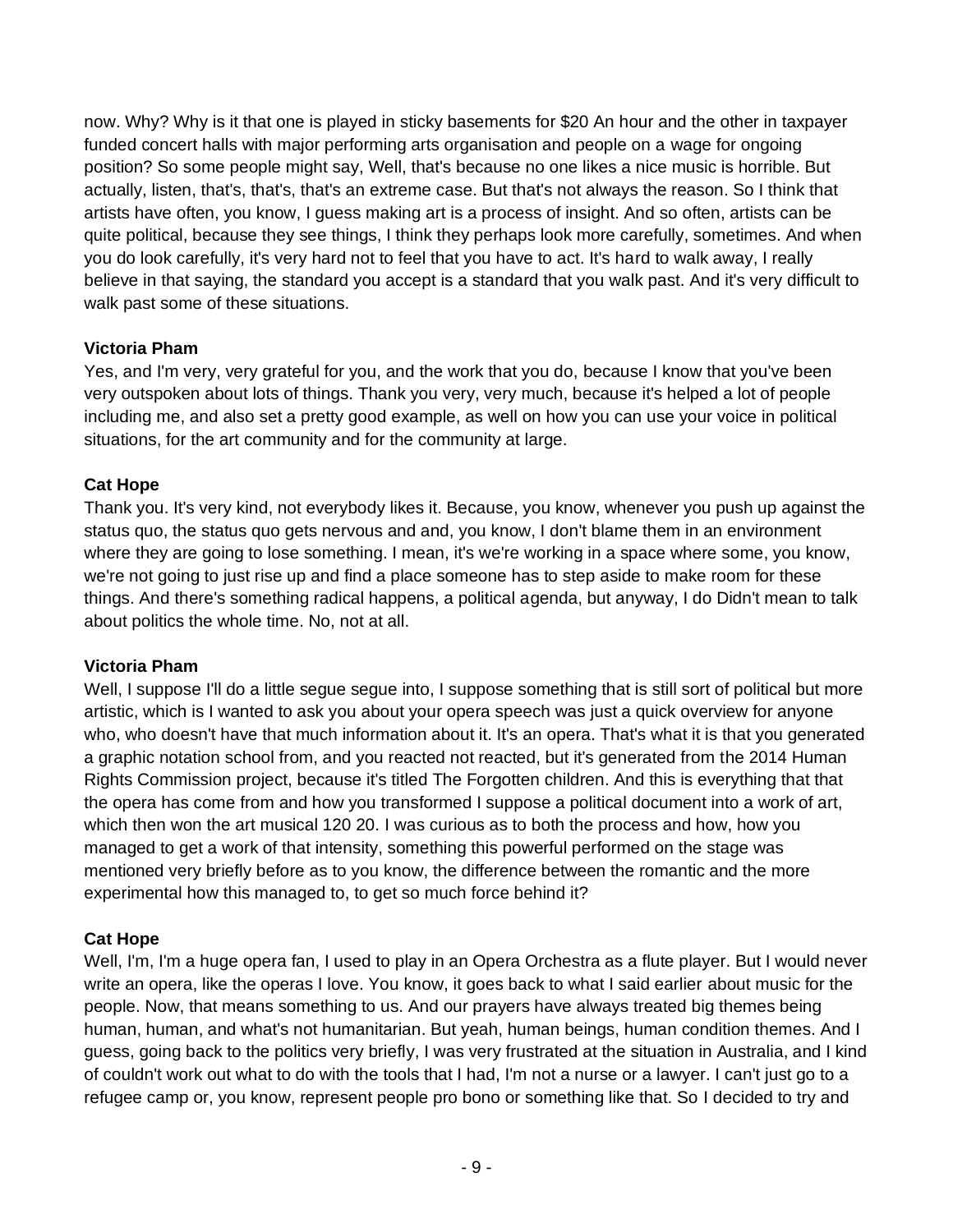now. Why? Why is it that one is played in sticky basements for $20 An hour and the other in taxpayer funded concert halls with major performing arts organisation and people on a wage for ongoing position? So some people might say, Well, that's because no one likes a nice music is horrible. But actually, listen, that's, that's, that's an extreme case. But that's not always the reason. So I think that artists have often, you know, I guess making art is a process of insight. And so often, artists can be quite political, because they see things, I think they perhaps look more carefully, sometimes. And when you do look carefully, it's very hard not to feel that you have to act. It's hard to walk away, I really believe in that saying, the standard you accept is a standard that you walk past. And it's very difficult to walk past some of these situations.

**Victoria Pham**
Yes, and I'm very, very grateful for you, and the work that you do, because I know that you've been very outspoken about lots of things. Thank you very, very much, because it's helped a lot of people including me, and also set a pretty good example, as well on how you can use your voice in political situations, for the art community and for the community at large.

**Cat Hope**
Thank you. It's very kind, not everybody likes it. Because, you know, whenever you push up against the status quo, the status quo gets nervous and and, you know, I don't blame them in an environment where they are going to lose something. I mean, it's we're working in a space where some, you know, we're not going to just rise up and find a place someone has to step aside to make room for these things. And there's something radical happens, a political agenda, but anyway, I do Didn't mean to talk about politics the whole time. No, not at all.

**Victoria Pham**
Well, I suppose I'll do a little segue segue into, I suppose something that is still sort of political but more artistic, which is I wanted to ask you about your opera speech was just a quick overview for anyone who, who doesn't have that much information about it. It's an opera. That's what it is that you generated a graphic notation school from, and you reacted not reacted, but it's generated from the 2014 Human Rights Commission project, because it's titled The Forgotten children. And this is everything that that the opera has come from and how you transformed I suppose a political document into a work of art, which then won the art musical 120 20. I was curious as to both the process and how, how you managed to get a work of that intensity, something this powerful performed on the stage was mentioned very briefly before as to you know, the difference between the romantic and the more experimental how this managed to, to get so much force behind it?

**Cat Hope**
Well, I'm, I'm a huge opera fan, I used to play in an Opera Orchestra as a flute player. But I would never write an opera, like the operas I love. You know, it goes back to what I said earlier about music for the people. Now, that means something to us. And our prayers have always treated big themes being human, human, and what's not humanitarian. But yeah, human beings, human condition themes. And I guess, going back to the politics very briefly, I was very frustrated at the situation in Australia, and I kind of couldn't work out what to do with the tools that I had, I'm not a nurse or a lawyer. I can't just go to a refugee camp or, you know, represent people pro bono or something like that. So I decided to try and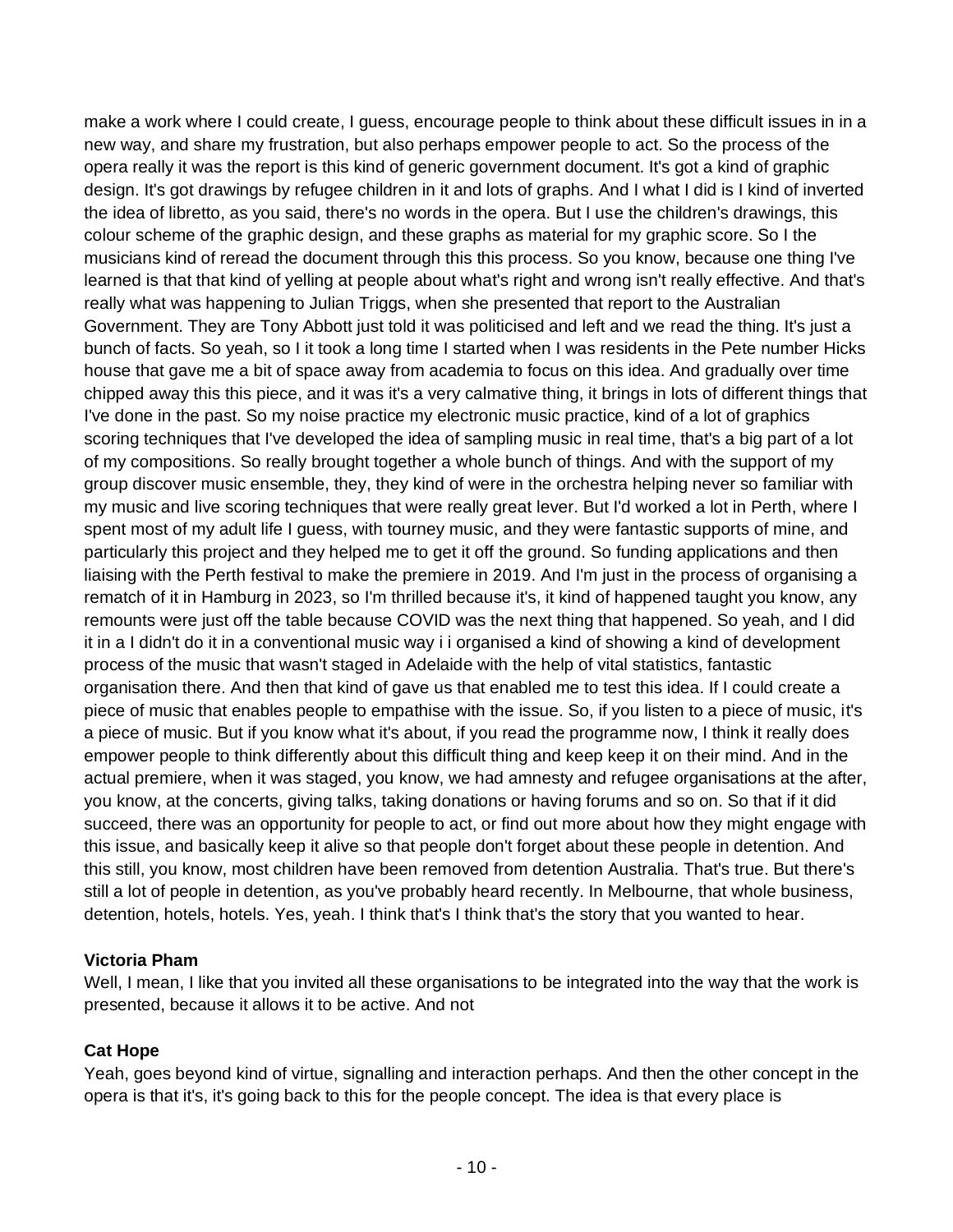make a work where I could create, I guess, encourage people to think about these difficult issues in in a new way, and share my frustration, but also perhaps empower people to act. So the process of the opera really it was the report is this kind of generic government document. It's got a kind of graphic design. It's got drawings by refugee children in it and lots of graphs. And I what I did is I kind of inverted the idea of libretto, as you said, there's no words in the opera. But I use the children's drawings, this colour scheme of the graphic design, and these graphs as material for my graphic score. So I the musicians kind of reread the document through this this process. So you know, because one thing I've learned is that that kind of yelling at people about what's right and wrong isn't really effective. And that's really what was happening to Julian Triggs, when she presented that report to the Australian Government. They are Tony Abbott just told it was politicised and left and we read the thing. It's just a bunch of facts. So yeah, so I it took a long time I started when I was residents in the Pete number Hicks house that gave me a bit of space away from academia to focus on this idea. And gradually over time chipped away this this piece, and it was it's a very calmative thing, it brings in lots of different things that I've done in the past. So my noise practice my electronic music practice, kind of a lot of graphics scoring techniques that I've developed the idea of sampling music in real time, that's a big part of a lot of my compositions. So really brought together a whole bunch of things. And with the support of my group discover music ensemble, they, they kind of were in the orchestra helping never so familiar with my music and live scoring techniques that were really great lever. But I'd worked a lot in Perth, where I spent most of my adult life I guess, with tourney music, and they were fantastic supports of mine, and particularly this project and they helped me to get it off the ground. So funding applications and then liaising with the Perth festival to make the premiere in 2019. And I'm just in the process of organising a rematch of it in Hamburg in 2023, so I'm thrilled because it's, it kind of happened taught you know, any remounts were just off the table because COVID was the next thing that happened. So yeah, and I did it in a I didn't do it in a conventional music way i i organised a kind of showing a kind of development process of the music that wasn't staged in Adelaide with the help of vital statistics, fantastic organisation there. And then that kind of gave us that enabled me to test this idea. If I could create a piece of music that enables people to empathise with the issue. So, if you listen to a piece of music, it's a piece of music. But if you know what it's about, if you read the programme now, I think it really does empower people to think differently about this difficult thing and keep keep it on their mind. And in the actual premiere, when it was staged, you know, we had amnesty and refugee organisations at the after, you know, at the concerts, giving talks, taking donations or having forums and so on. So that if it did succeed, there was an opportunity for people to act, or find out more about how they might engage with this issue, and basically keep it alive so that people don't forget about these people in detention. And this still, you know, most children have been removed from detention Australia. That's true. But there's still a lot of people in detention, as you've probably heard recently. In Melbourne, that whole business, detention, hotels, hotels. Yes, yeah. I think that's I think that's the story that you wanted to hear.

**Victoria Pham**
Well, I mean, I like that you invited all these organisations to be integrated into the way that the work is presented, because it allows it to be active. And not

**Cat Hope**
Yeah, goes beyond kind of virtue, signalling and interaction perhaps. And then the other concept in the opera is that it's, it's going back to this for the people concept. The idea is that every place is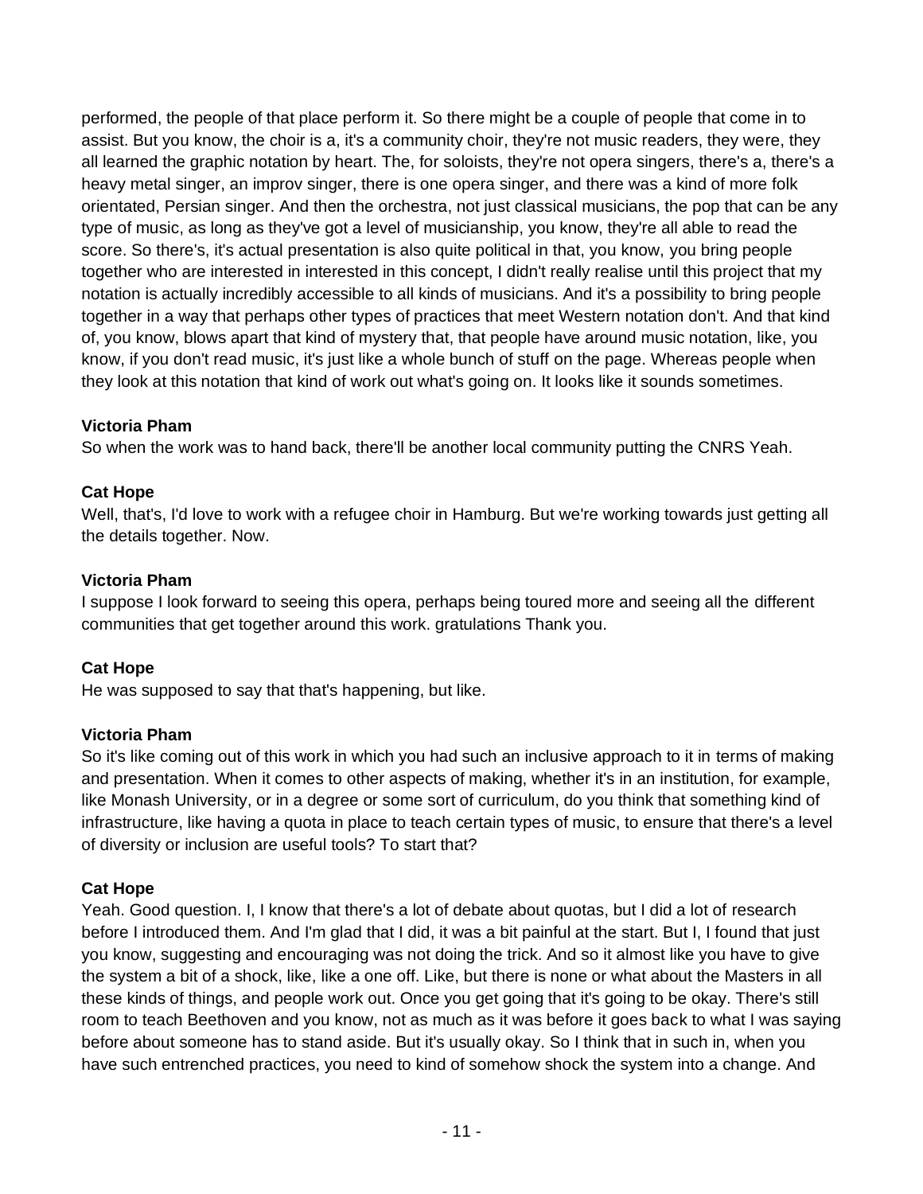performed, the people of that place perform it. So there might be a couple of people that come in to assist. But you know, the choir is a, it's a community choir, they're not music readers, they were, they all learned the graphic notation by heart. The, for soloists, they're not opera singers, there's a, there's a heavy metal singer, an improv singer, there is one opera singer, and there was a kind of more folk orientated, Persian singer. And then the orchestra, not just classical musicians, the pop that can be any type of music, as long as they've got a level of musicianship, you know, they're all able to read the score. So there's, it's actual presentation is also quite political in that, you know, you bring people together who are interested in interested in this concept, I didn't really realise until this project that my notation is actually incredibly accessible to all kinds of musicians. And it's a possibility to bring people together in a way that perhaps other types of practices that meet Western notation don't. And that kind of, you know, blows apart that kind of mystery that, that people have around music notation, like, you know, if you don't read music, it's just like a whole bunch of stuff on the page. Whereas people when they look at this notation that kind of work out what's going on. It looks like it sounds sometimes.

**Victoria Pham**
So when the work was to hand back, there'll be another local community putting the CNRS Yeah.

**Cat Hope**
Well, that's, I'd love to work with a refugee choir in Hamburg. But we're working towards just getting all the details together. Now.

**Victoria Pham**
I suppose I look forward to seeing this opera, perhaps being toured more and seeing all the different communities that get together around this work. gratulations Thank you.

**Cat Hope**
He was supposed to say that that's happening, but like.

**Victoria Pham**
So it's like coming out of this work in which you had such an inclusive approach to it in terms of making and presentation. When it comes to other aspects of making, whether it's in an institution, for example, like Monash University, or in a degree or some sort of curriculum, do you think that something kind of infrastructure, like having a quota in place to teach certain types of music, to ensure that there's a level of diversity or inclusion are useful tools? To start that?

**Cat Hope**
Yeah. Good question. I, I know that there's a lot of debate about quotas, but I did a lot of research before I introduced them. And I'm glad that I did, it was a bit painful at the start. But I, I found that just you know, suggesting and encouraging was not doing the trick. And so it almost like you have to give the system a bit of a shock, like, like a one off. Like, but there is none or what about the Masters in all these kinds of things, and people work out. Once you get going that it's going to be okay. There's still room to teach Beethoven and you know, not as much as it was before it goes back to what I was saying before about someone has to stand aside. But it's usually okay. So I think that in such in, when you have such entrenched practices, you need to kind of somehow shock the system into a change. And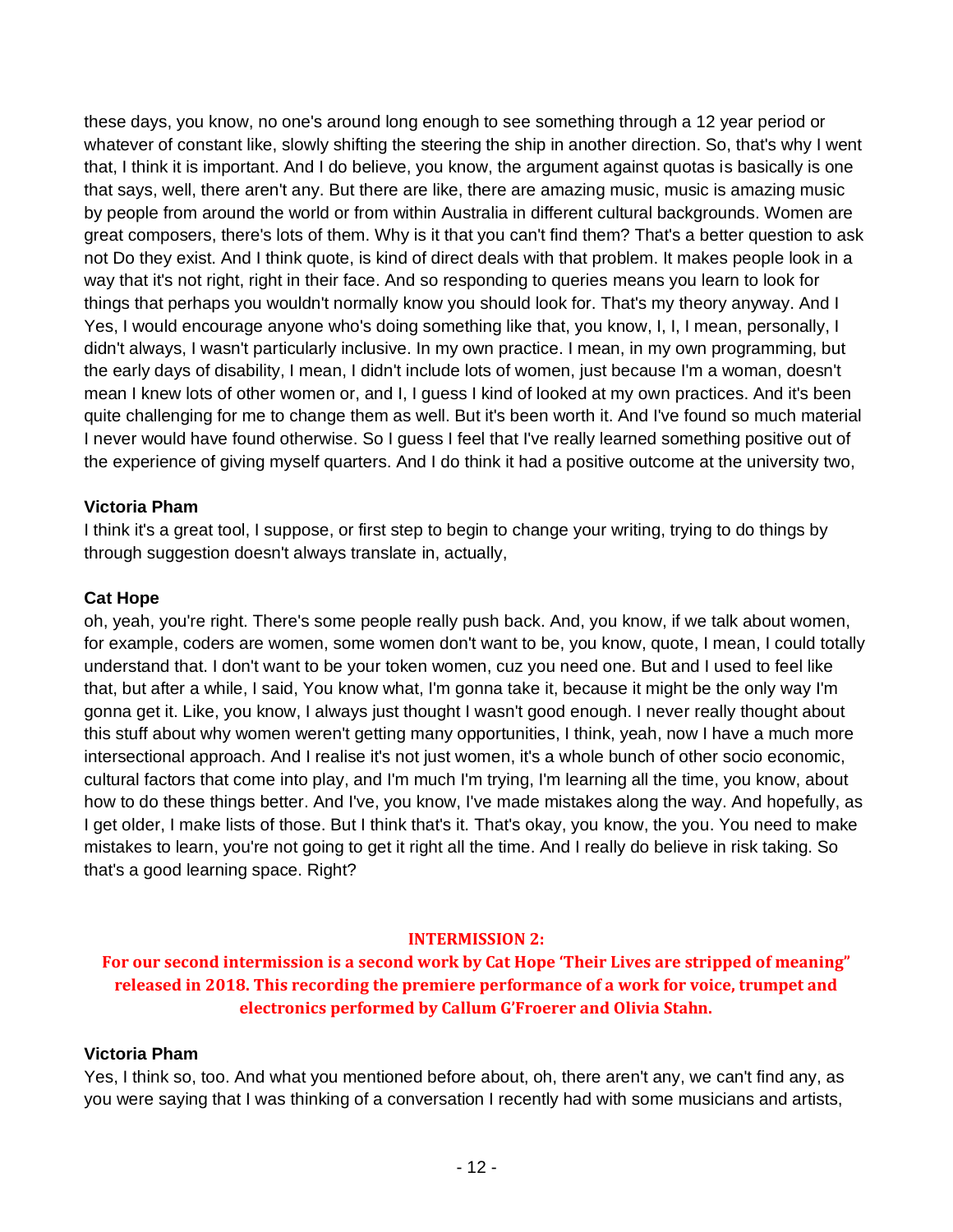these days, you know, no one's around long enough to see something through a 12 year period or whatever of constant like, slowly shifting the steering the ship in another direction. So, that's why I went that, I think it is important. And I do believe, you know, the argument against quotas is basically is one that says, well, there aren't any. But there are like, there are amazing music, music is amazing music by people from around the world or from within Australia in different cultural backgrounds. Women are great composers, there's lots of them. Why is it that you can't find them? That's a better question to ask not Do they exist. And I think quote, is kind of direct deals with that problem. It makes people look in a way that it's not right, right in their face. And so responding to queries means you learn to look for things that perhaps you wouldn't normally know you should look for. That's my theory anyway. And I Yes, I would encourage anyone who's doing something like that, you know, I, I, I mean, personally, I didn't always, I wasn't particularly inclusive. In my own practice. I mean, in my own programming, but the early days of disability, I mean, I didn't include lots of women, just because I'm a woman, doesn't mean I knew lots of other women or, and I, I guess I kind of looked at my own practices. And it's been quite challenging for me to change them as well. But it's been worth it. And I've found so much material I never would have found otherwise. So I guess I feel that I've really learned something positive out of the experience of giving myself quarters. And I do think it had a positive outcome at the university two,

**Victoria Pham**

I think it's a great tool, I suppose, or first step to begin to change your writing, trying to do things by through suggestion doesn't always translate in, actually,

**Cat Hope**

oh, yeah, you're right. There's some people really push back. And, you know, if we talk about women, for example, coders are women, some women don't want to be, you know, quote, I mean, I could totally understand that. I don't want to be your token women, cuz you need one. But and I used to feel like that, but after a while, I said, You know what, I'm gonna take it, because it might be the only way I'm gonna get it. Like, you know, I always just thought I wasn't good enough. I never really thought about this stuff about why women weren't getting many opportunities, I think, yeah, now I have a much more intersectional approach. And I realise it's not just women, it's a whole bunch of other socio economic, cultural factors that come into play, and I'm much I'm trying, I'm learning all the time, you know, about how to do these things better. And I've, you know, I've made mistakes along the way. And hopefully, as I get older, I make lists of those. But I think that's it. That's okay, you know, the you. You need to make mistakes to learn, you're not going to get it right all the time. And I really do believe in risk taking. So that's a good learning space. Right?

**INTERMISSION 2:**

**For our second intermission is a second work by Cat Hope 'Their Lives are stripped of meaning" released in 2018. This recording the premiere performance of a work for voice, trumpet and electronics performed by Callum G'Froerer and Olivia Stahn.**

**Victoria Pham**

Yes, I think so, too. And what you mentioned before about, oh, there aren't any, we can't find any, as you were saying that I was thinking of a conversation I recently had with some musicians and artists,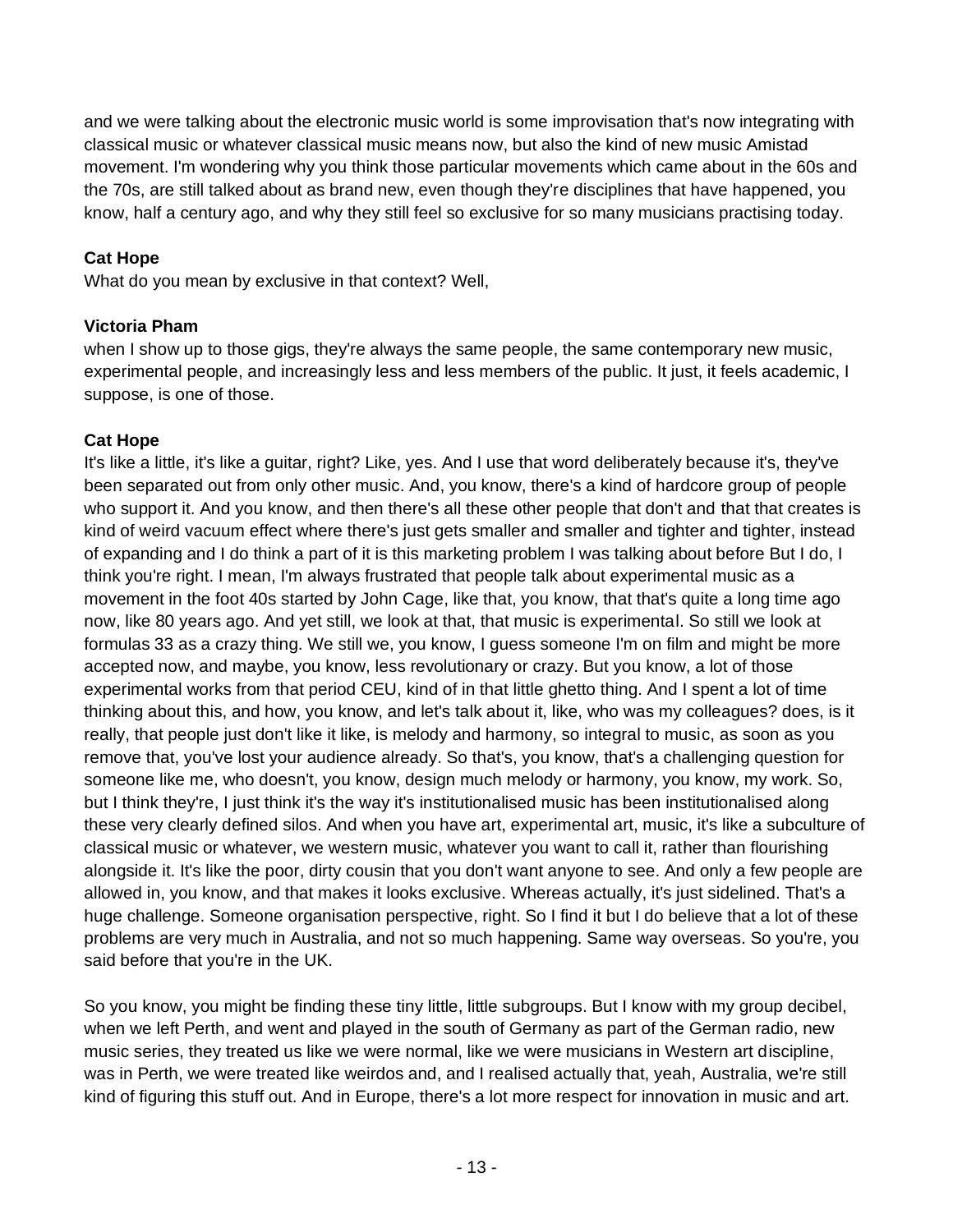and we were talking about the electronic music world is some improvisation that's now integrating with classical music or whatever classical music means now, but also the kind of new music Amistad movement. I'm wondering why you think those particular movements which came about in the 60s and the 70s, are still talked about as brand new, even though they're disciplines that have happened, you know, half a century ago, and why they still feel so exclusive for so many musicians practising today.

**Cat Hope**
What do you mean by exclusive in that context? Well,

**Victoria Pham**
when I show up to those gigs, they're always the same people, the same contemporary new music, experimental people, and increasingly less and less members of the public. It just, it feels academic, I suppose, is one of those.

**Cat Hope**
It's like a little, it's like a guitar, right? Like, yes. And I use that word deliberately because it's, they've been separated out from only other music. And, you know, there's a kind of hardcore group of people who support it. And you know, and then there's all these other people that don't and that that creates is kind of weird vacuum effect where there's just gets smaller and smaller and tighter and tighter, instead of expanding and I do think a part of it is this marketing problem I was talking about before But I do, I think you're right. I mean, I'm always frustrated that people talk about experimental music as a movement in the foot 40s started by John Cage, like that, you know, that that's quite a long time ago now, like 80 years ago. And yet still, we look at that, that music is experimental. So still we look at formulas 33 as a crazy thing. We still we, you know, I guess someone I'm on film and might be more accepted now, and maybe, you know, less revolutionary or crazy. But you know, a lot of those experimental works from that period CEU, kind of in that little ghetto thing. And I spent a lot of time thinking about this, and how, you know, and let's talk about it, like, who was my colleagues? does, is it really, that people just don't like it like, is melody and harmony, so integral to music, as soon as you remove that, you've lost your audience already. So that's, you know, that's a challenging question for someone like me, who doesn't, you know, design much melody or harmony, you know, my work. So, but I think they're, I just think it's the way it's institutionalised music has been institutionalised along these very clearly defined silos. And when you have art, experimental art, music, it's like a subculture of classical music or whatever, we western music, whatever you want to call it, rather than flourishing alongside it. It's like the poor, dirty cousin that you don't want anyone to see. And only a few people are allowed in, you know, and that makes it looks exclusive. Whereas actually, it's just sidelined. That's a huge challenge. Someone organisation perspective, right. So I find it but I do believe that a lot of these problems are very much in Australia, and not so much happening. Same way overseas. So you're, you said before that you're in the UK.

So you know, you might be finding these tiny little, little subgroups. But I know with my group decibel, when we left Perth, and went and played in the south of Germany as part of the German radio, new music series, they treated us like we were normal, like we were musicians in Western art discipline, was in Perth, we were treated like weirdos and, and I realised actually that, yeah, Australia, we're still kind of figuring this stuff out. And in Europe, there's a lot more respect for innovation in music and art.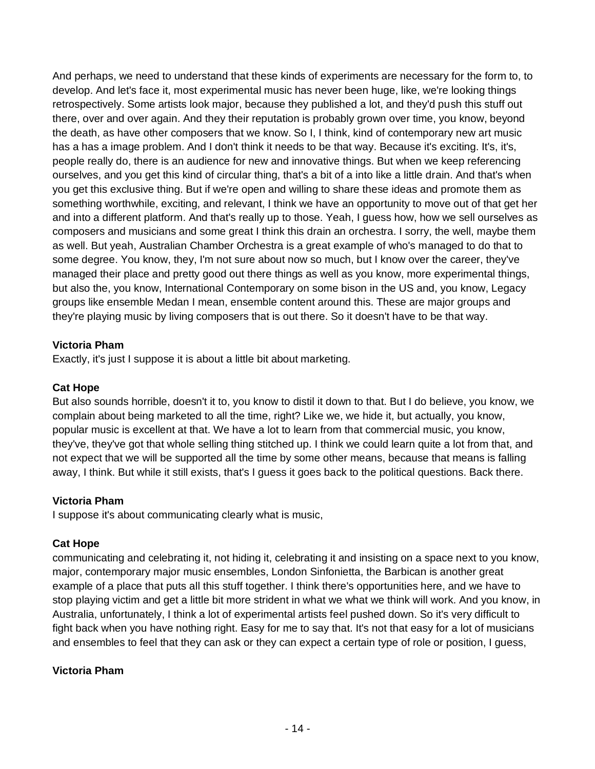And perhaps, we need to understand that these kinds of experiments are necessary for the form to, to develop. And let's face it, most experimental music has never been huge, like, we're looking things retrospectively. Some artists look major, because they published a lot, and they'd push this stuff out there, over and over again. And they their reputation is probably grown over time, you know, beyond the death, as have other composers that we know. So I, I think, kind of contemporary new art music has a has a image problem. And I don't think it needs to be that way. Because it's exciting. It's, it's, people really do, there is an audience for new and innovative things. But when we keep referencing ourselves, and you get this kind of circular thing, that's a bit of a into like a little drain. And that's when you get this exclusive thing. But if we're open and willing to share these ideas and promote them as something worthwhile, exciting, and relevant, I think we have an opportunity to move out of that get her and into a different platform. And that's really up to those. Yeah, I guess how, how we sell ourselves as composers and musicians and some great I think this drain an orchestra. I sorry, the well, maybe them as well. But yeah, Australian Chamber Orchestra is a great example of who's managed to do that to some degree. You know, they, I'm not sure about now so much, but I know over the career, they've managed their place and pretty good out there things as well as you know, more experimental things, but also the, you know, International Contemporary on some bison in the US and, you know, Legacy groups like ensemble Medan I mean, ensemble content around this. These are major groups and they're playing music by living composers that is out there. So it doesn't have to be that way.

**Victoria Pham**
Exactly, it's just I suppose it is about a little bit about marketing.

**Cat Hope**
But also sounds horrible, doesn't it to, you know to distil it down to that. But I do believe, you know, we complain about being marketed to all the time, right? Like we, we hide it, but actually, you know, popular music is excellent at that. We have a lot to learn from that commercial music, you know, they've, they've got that whole selling thing stitched up. I think we could learn quite a lot from that, and not expect that we will be supported all the time by some other means, because that means is falling away, I think. But while it still exists, that's I guess it goes back to the political questions. Back there.

**Victoria Pham**
I suppose it's about communicating clearly what is music,

**Cat Hope**
communicating and celebrating it, not hiding it, celebrating it and insisting on a space next to you know, major, contemporary major music ensembles, London Sinfonietta, the Barbican is another great example of a place that puts all this stuff together. I think there's opportunities here, and we have to stop playing victim and get a little bit more strident in what we what we think will work. And you know, in Australia, unfortunately, I think a lot of experimental artists feel pushed down. So it's very difficult to fight back when you have nothing right. Easy for me to say that. It's not that easy for a lot of musicians and ensembles to feel that they can ask or they can expect a certain type of role or position, I guess,

**Victoria Pham**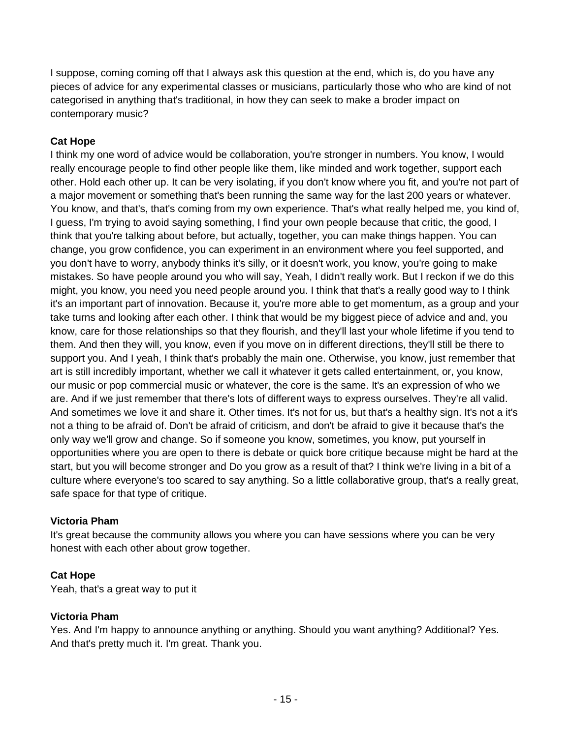I suppose, coming coming off that I always ask this question at the end, which is, do you have any pieces of advice for any experimental classes or musicians, particularly those who who are kind of not categorised in anything that's traditional, in how they can seek to make a broder impact on contemporary music?

**Cat Hope**

I think my one word of advice would be collaboration, you're stronger in numbers. You know, I would really encourage people to find other people like them, like minded and work together, support each other. Hold each other up. It can be very isolating, if you don't know where you fit, and you're not part of a major movement or something that's been running the same way for the last 200 years or whatever. You know, and that's, that's coming from my own experience. That's what really helped me, you kind of, I guess, I'm trying to avoid saying something, I find your own people because that critic, the good, I think that you're talking about before, but actually, together, you can make things happen. You can change, you grow confidence, you can experiment in an environment where you feel supported, and you don't have to worry, anybody thinks it's silly, or it doesn't work, you know, you're going to make mistakes. So have people around you who will say, Yeah, I didn't really work. But I reckon if we do this might, you know, you need you need people around you. I think that that's a really good way to I think it's an important part of innovation. Because it, you're more able to get momentum, as a group and your take turns and looking after each other. I think that would be my biggest piece of advice and and, you know, care for those relationships so that they flourish, and they'll last your whole lifetime if you tend to them. And then they will, you know, even if you move on in different directions, they'll still be there to support you. And I yeah, I think that's probably the main one. Otherwise, you know, just remember that art is still incredibly important, whether we call it whatever it gets called entertainment, or, you know, our music or pop commercial music or whatever, the core is the same. It's an expression of who we are. And if we just remember that there's lots of different ways to express ourselves. They're all valid. And sometimes we love it and share it. Other times. It's not for us, but that's a healthy sign. It's not a it's not a thing to be afraid of. Don't be afraid of criticism, and don't be afraid to give it because that's the only way we'll grow and change. So if someone you know, sometimes, you know, put yourself in opportunities where you are open to there is debate or quick bore critique because might be hard at the start, but you will become stronger and Do you grow as a result of that? I think we're living in a bit of a culture where everyone's too scared to say anything. So a little collaborative group, that's a really great, safe space for that type of critique.

**Victoria Pham**

It's great because the community allows you where you can have sessions where you can be very honest with each other about grow together.

**Cat Hope**

Yeah, that's a great way to put it

**Victoria Pham**

Yes. And I'm happy to announce anything or anything. Should you want anything? Additional? Yes. And that's pretty much it. I'm great. Thank you.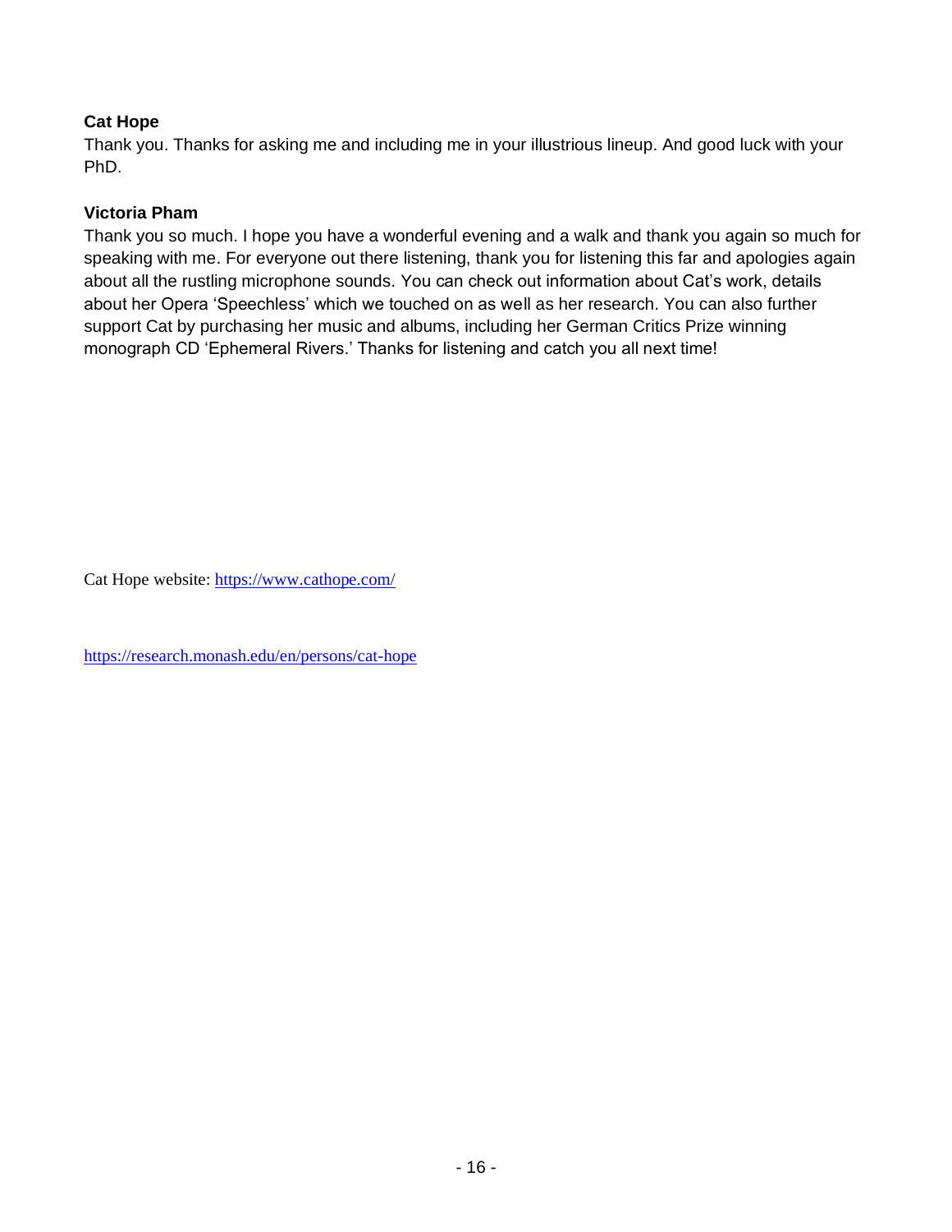**Cat Hope**
Thank you. Thanks for asking me and including me in your illustrious lineup. And good luck with your PhD.

**Victoria Pham**
Thank you so much. I hope you have a wonderful evening and a walk and thank you again so much for speaking with me. For everyone out there listening, thank you for listening this far and apologies again about all the rustling microphone sounds. You can check out information about Cat's work, details about her Opera 'Speechless' which we touched on as well as her research. You can also further support Cat by purchasing her music and albums, including her German Critics Prize winning monograph CD 'Ephemeral Rivers.' Thanks for listening and catch you all next time!

Cat Hope website: https://www.cathope.com/

https://research.monash.edu/en/persons/cat-hope